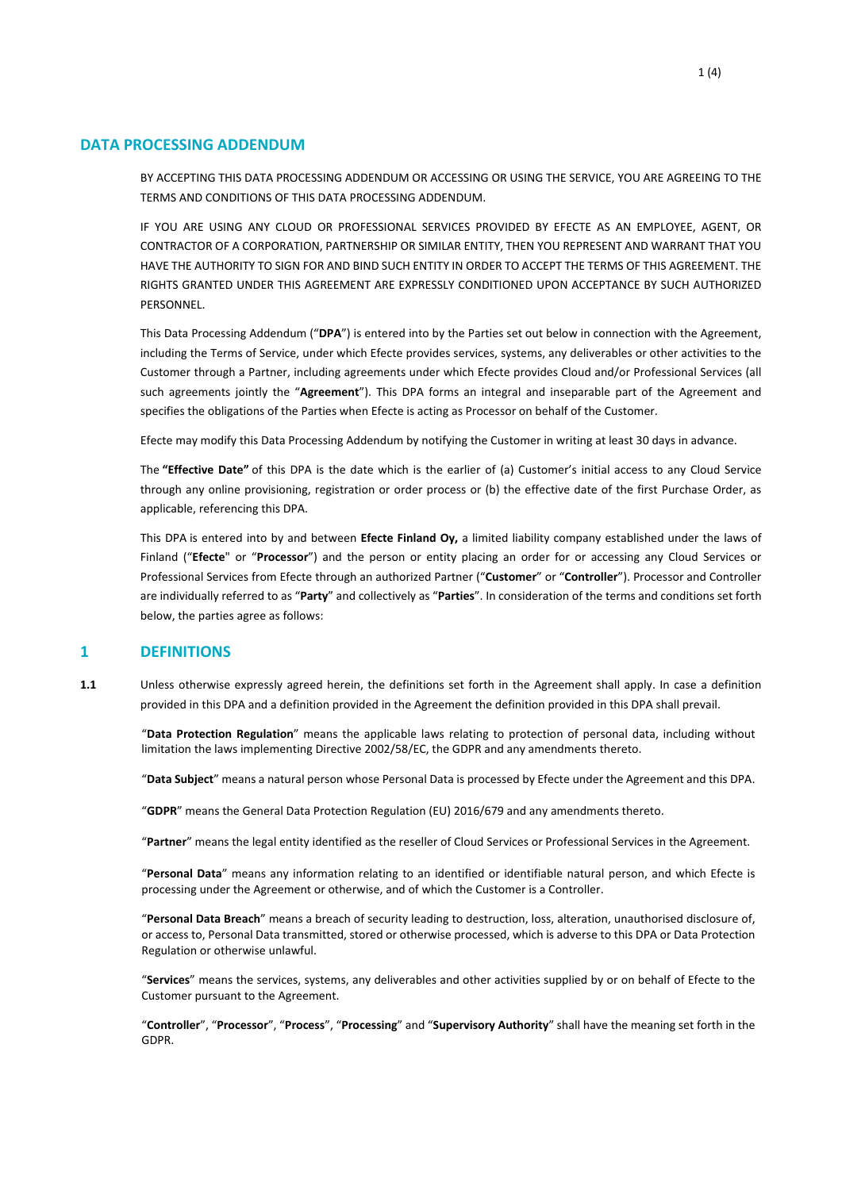# DATA PROCESSING ADDENDUM

BY ACCEPTING THIS DATA PROCESSING ADDENDUM OR ACCESSING OR USING THE SERVICE, YOU ARE AGREEING TO THE TERMS AND CONDITIONS OF THIS DATA PROCESSING ADDENDUM.

IF YOU ARE USING ANY CLOUD OR PROFESSIONAL SERVICES PROVIDED BY EFECTE AS AN EMPLOYEE, AGENT, OR CONTRACTOR OF A CORPORATION, PARTNERSHIP OR SIMILAR ENTITY, THEN YOU REPRESENT AND WARRANT THAT YOU HAVE THE AUTHORITY TO SIGN FOR AND BIND SUCH ENTITY IN ORDER TO ACCEPT THE TERMS OF THIS AGREEMENT. THE RIGHTS GRANTED UNDER THIS AGREEMENT ARE EXPRESSLY CONDITIONED UPON ACCEPTANCE BY SUCH AUTHORIZED PERSONNEL.

This Data Processing Addendum ("**DPA**") is entered into by the Parties set out below in connection with the Agreement, including the Terms of Service, under which Efecte provides services, systems, any deliverables or other activities to the Customer through a Partner, including agreements under which Efecte provides Cloud and/or Professional Services (all such agreements jointly the "**Agreement**"). This DPA forms an integral and inseparable part of the Agreement and specifies the obligations of the Parties when Efecte is acting as Processor on behalf of the Customer.

Efecte may modify this Data Processing Addendum by notifying the Customer in writing at least 30 days in advance.

The **"Effective Date"** of this DPA is the date which is the earlier of (a) Customer's initial access to any Cloud Service through any online provisioning, registration or order process or (b) the effective date of the first Purchase Order, as applicable, referencing this DPA.

This DPA is entered into by and between **Efecte Finland Oy,** a limited liability company established under the laws of Finland ("**Efecte**" or "**Processor**") and the person or entity placing an order for or accessing any Cloud Services or Professional Services from Efecte through an authorized Partner ("**Customer**" or "**Controller**"). Processor and Controller are individually referred to as "**Party**" and collectively as "**Parties**". In consideration of the terms and conditions set forth below, the parties agree as follows:

## 1 DEFINITIONS

**1.1** Unless otherwise expressly agreed herein, the definitions set forth in the Agreement shall apply. In case a definition provided in this DPA and a definition provided in the Agreement the definition provided in this DPA shall prevail.

"**Data Protection Regulation**" means the applicable laws relating to protection of personal data, including without limitation the laws implementing Directive 2002/58/EC, the GDPR and any amendments thereto.

"**Data Subject**" means a natural person whose Personal Data is processed by Efecte under the Agreement and this DPA.

"**GDPR**" means the General Data Protection Regulation (EU) 2016/679 and any amendments thereto.

"**Partner**" means the legal entity identified as the reseller of Cloud Services or Professional Services in the Agreement.

"**Personal Data**" means any information relating to an identified or identifiable natural person, and which Efecte is processing under the Agreement or otherwise, and of which the Customer is a Controller.

"**Personal Data Breach**" means a breach of security leading to destruction, loss, alteration, unauthorised disclosure of, or access to, Personal Data transmitted, stored or otherwise processed, which is adverse to this DPA or Data Protection Regulation or otherwise unlawful.

"**Services**" means the services, systems, any deliverables and other activities supplied by or on behalf of Efecte to the Customer pursuant to the Agreement.

"**Controller**", "**Processor**", "**Process**", "**Processing**" and "**Supervisory Authority**" shall have the meaning set forth in the GDPR.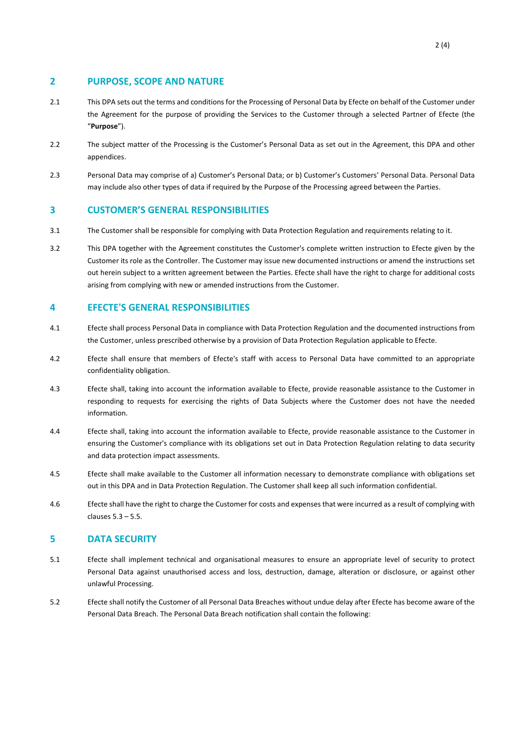## 2 PURPOSE, SCOPE AND NATURE

2.1 This DPA sets out the terms and conditions for the Processing of Personal Data by Efecte on behalf of the Customer under the Agreement for the purpose of providing the Services to the Customer through a selected Partner of Efecte (the "**Purpose**").

2.2 The subject matter of the Processing is the Customer's Personal Data as set out in the Agreement, this DPA and other appendices.

2.3 Personal Data may comprise of a) Customer's Personal Data; or b) Customer's Customers' Personal Data. Personal Data may include also other types of data if required by the Purpose of the Processing agreed between the Parties.

## 3 CUSTOMER'S GENERAL RESPONSIBILITIES

3.1 The Customer shall be responsible for complying with Data Protection Regulation and requirements relating to it.

3.2 This DPA together with the Agreement constitutes the Customer's complete written instruction to Efecte given by the Customer its role as the Controller. The Customer may issue new documented instructions or amend the instructions set out herein subject to a written agreement between the Parties. Efecte shall have the right to charge for additional costs arising from complying with new or amended instructions from the Customer.

## 4 EFECTE'S GENERAL RESPONSIBILITIES

4.1 Efecte shall process Personal Data in compliance with Data Protection Regulation and the documented instructions from the Customer, unless prescribed otherwise by a provision of Data Protection Regulation applicable to Efecte.

4.2 Efecte shall ensure that members of Efecte's staff with access to Personal Data have committed to an appropriate confidentiality obligation.

4.3 Efecte shall, taking into account the information available to Efecte, provide reasonable assistance to the Customer in responding to requests for exercising the rights of Data Subjects where the Customer does not have the needed information.

4.4 Efecte shall, taking into account the information available to Efecte, provide reasonable assistance to the Customer in ensuring the Customer's compliance with its obligations set out in Data Protection Regulation relating to data security and data protection impact assessments.

4.5 Efecte shall make available to the Customer all information necessary to demonstrate compliance with obligations set out in this DPA and in Data Protection Regulation. The Customer shall keep all such information confidential.

4.6 Efecte shall have the right to charge the Customer for costs and expenses that were incurred as a result of complying with clauses 5.3 – 5.5.

## 5 DATA SECURITY

5.1 Efecte shall implement technical and organisational measures to ensure an appropriate level of security to protect Personal Data against unauthorised access and loss, destruction, damage, alteration or disclosure, or against other unlawful Processing.

5.2 Efecte shall notify the Customer of all Personal Data Breaches without undue delay after Efecte has become aware of the Personal Data Breach. The Personal Data Breach notification shall contain the following: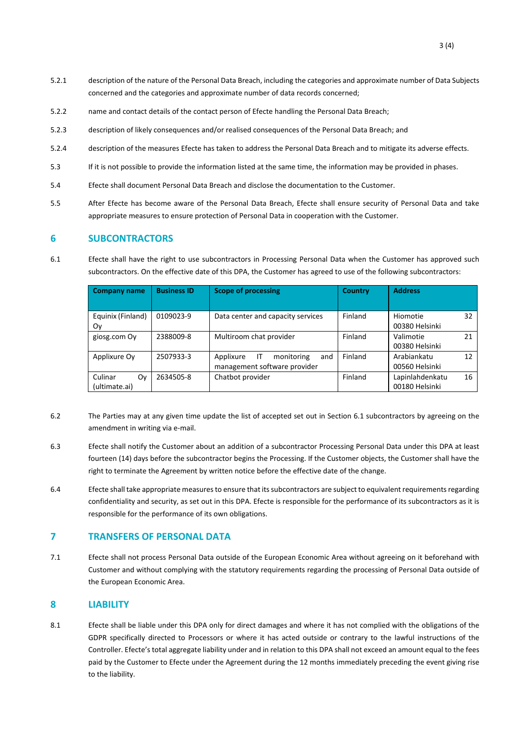5.2.1 description of the nature of the Personal Data Breach, including the categories and approximate number of Data Subjects concerned and the categories and approximate number of data records concerned;

5.2.2 name and contact details of the contact person of Efecte handling the Personal Data Breach;

5.2.3 description of likely consequences and/or realised consequences of the Personal Data Breach; and

5.2.4 description of the measures Efecte has taken to address the Personal Data Breach and to mitigate its adverse effects.

5.3 If it is not possible to provide the information listed at the same time, the information may be provided in phases.

5.4 Efecte shall document Personal Data Breach and disclose the documentation to the Customer.

5.5 After Efecte has become aware of the Personal Data Breach, Efecte shall ensure security of Personal Data and take appropriate measures to ensure protection of Personal Data in cooperation with the Customer.

## 6 SUBCONTRACTORS

6.1 Efecte shall have the right to use subcontractors in Processing Personal Data when the Customer has approved such subcontractors. On the effective date of this DPA, the Customer has agreed to use of the following subcontractors:

| Company name | Business ID | Scope of processing | Country | Address |
|---|---|---|---|---|
| Equinix (Finland) Oy | 0109023-9 | Data center and capacity services | Finland | Hiomotie 32 00380 Helsinki |
| giosg.com Oy | 2388009-8 | Multiroom chat provider | Finland | Valimotie 21 00380 Helsinki |
| Applixure Oy | 2507933-3 | Applixure IT monitoring and management software provider | Finland | Arabiankatu 12 00560 Helsinki |
| Culinar Oy (ultimate.ai) | 2634505-8 | Chatbot provider | Finland | Lapinlahdenkatu 16 00180 Helsinki |

6.2 The Parties may at any given time update the list of accepted set out in Section 6.1 subcontractors by agreeing on the amendment in writing via e-mail.

6.3 Efecte shall notify the Customer about an addition of a subcontractor Processing Personal Data under this DPA at least fourteen (14) days before the subcontractor begins the Processing. If the Customer objects, the Customer shall have the right to terminate the Agreement by written notice before the effective date of the change.

6.4 Efecte shall take appropriate measures to ensure that its subcontractors are subject to equivalent requirements regarding confidentiality and security, as set out in this DPA. Efecte is responsible for the performance of its subcontractors as it is responsible for the performance of its own obligations.

## 7 TRANSFERS OF PERSONAL DATA

7.1 Efecte shall not process Personal Data outside of the European Economic Area without agreeing on it beforehand with Customer and without complying with the statutory requirements regarding the processing of Personal Data outside of the European Economic Area.

## 8 LIABILITY

8.1 Efecte shall be liable under this DPA only for direct damages and where it has not complied with the obligations of the GDPR specifically directed to Processors or where it has acted outside or contrary to the lawful instructions of the Controller. Efecte's total aggregate liability under and in relation to this DPA shall not exceed an amount equal to the fees paid by the Customer to Efecte under the Agreement during the 12 months immediately preceding the event giving rise to the liability.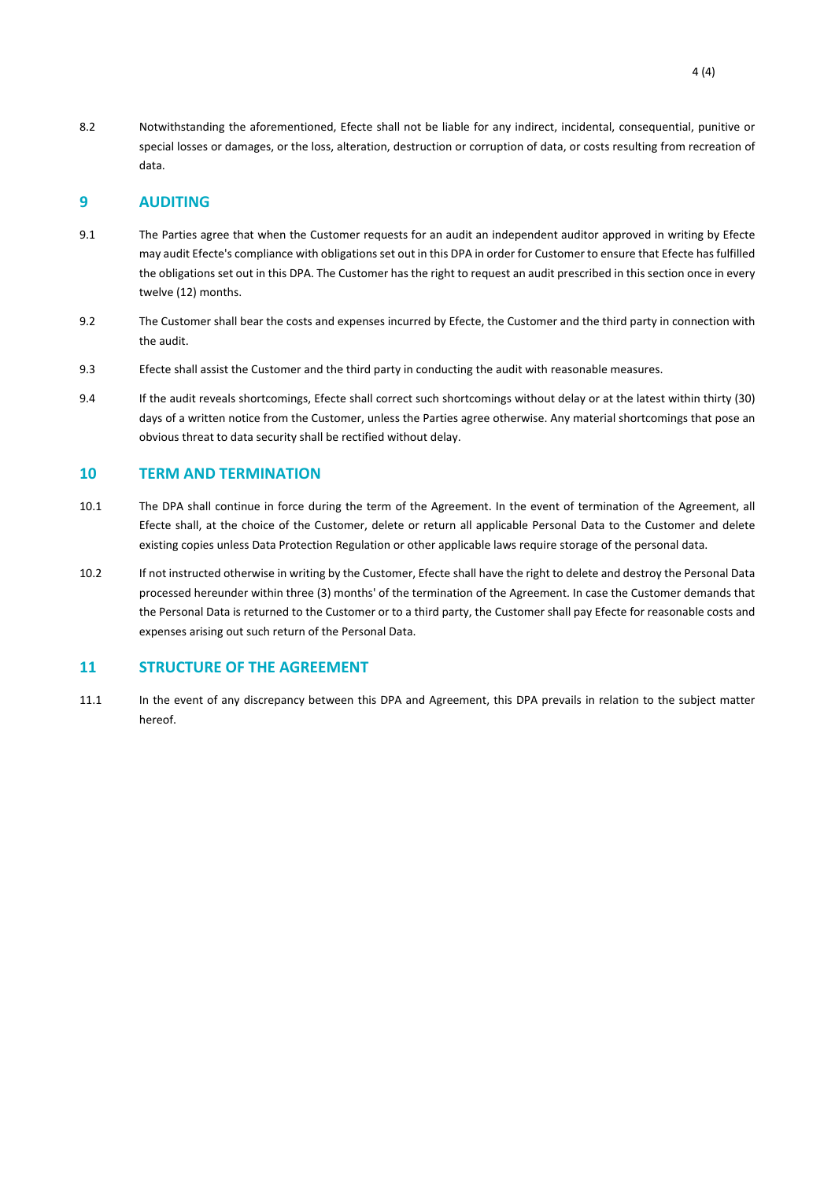8.2 Notwithstanding the aforementioned, Efecte shall not be liable for any indirect, incidental, consequential, punitive or special losses or damages, or the loss, alteration, destruction or corruption of data, or costs resulting from recreation of data.

## 9 AUDITING

9.1 The Parties agree that when the Customer requests for an audit an independent auditor approved in writing by Efecte may audit Efecte's compliance with obligations set out in this DPA in order for Customer to ensure that Efecte has fulfilled the obligations set out in this DPA. The Customer has the right to request an audit prescribed in this section once in every twelve (12) months.

9.2 The Customer shall bear the costs and expenses incurred by Efecte, the Customer and the third party in connection with the audit.

9.3 Efecte shall assist the Customer and the third party in conducting the audit with reasonable measures.

9.4 If the audit reveals shortcomings, Efecte shall correct such shortcomings without delay or at the latest within thirty (30) days of a written notice from the Customer, unless the Parties agree otherwise. Any material shortcomings that pose an obvious threat to data security shall be rectified without delay.

## 10 TERM AND TERMINATION

10.1 The DPA shall continue in force during the term of the Agreement. In the event of termination of the Agreement, all Efecte shall, at the choice of the Customer, delete or return all applicable Personal Data to the Customer and delete existing copies unless Data Protection Regulation or other applicable laws require storage of the personal data.

10.2 If not instructed otherwise in writing by the Customer, Efecte shall have the right to delete and destroy the Personal Data processed hereunder within three (3) months' of the termination of the Agreement. In case the Customer demands that the Personal Data is returned to the Customer or to a third party, the Customer shall pay Efecte for reasonable costs and expenses arising out such return of the Personal Data.

## 11 STRUCTURE OF THE AGREEMENT

11.1 In the event of any discrepancy between this DPA and Agreement, this DPA prevails in relation to the subject matter hereof.